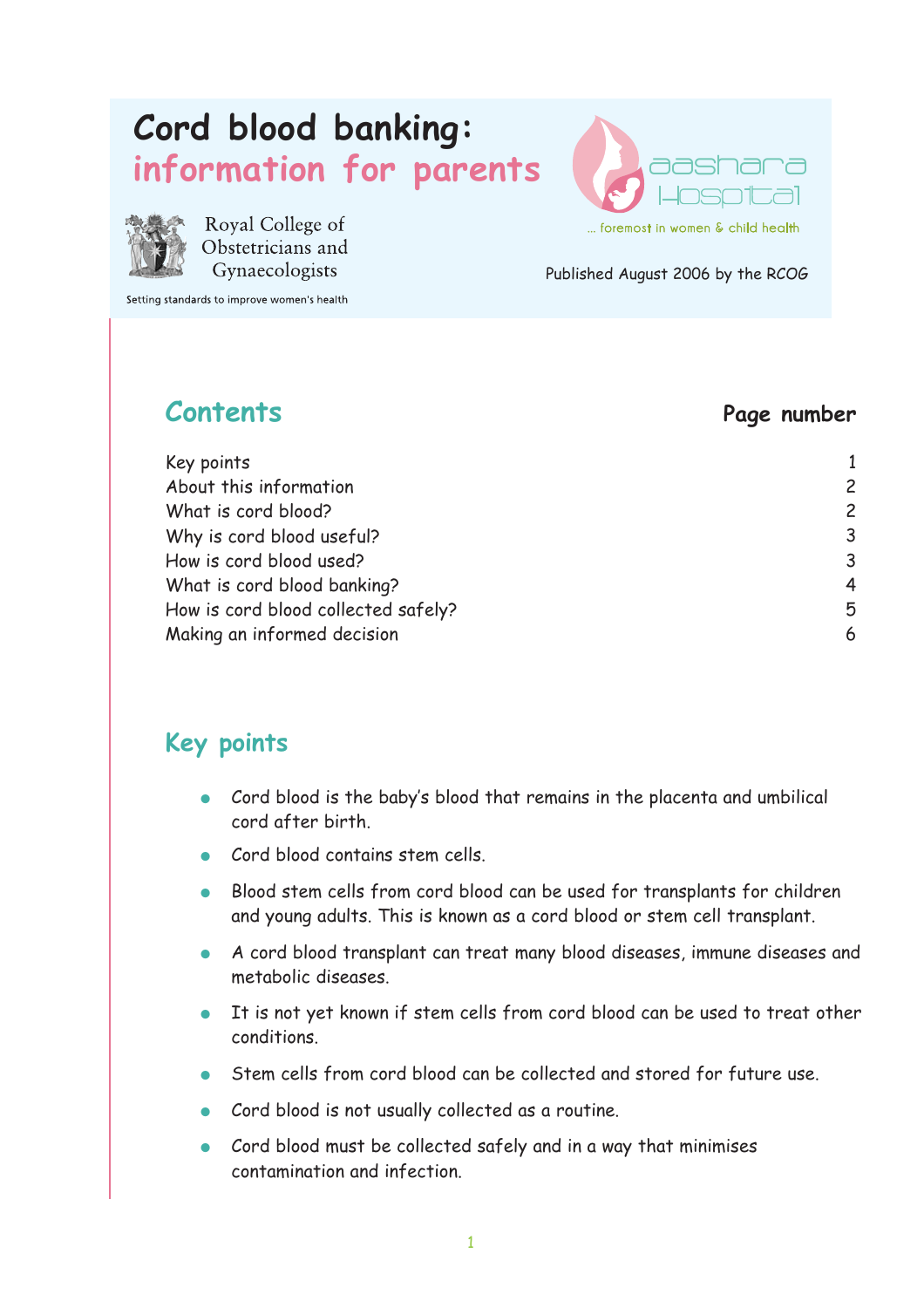# Cord blood banking: information for parents

Royal College of Obstetricians and Gynaecologists

Setting standards to improve women's health

aashara Hospital

... foremost in women & child health

Published August 2006 by the RCOG

## Contents

| | Page number |
|---|---|
| Key points | 1 |
| About this information | 2 |
| What is cord blood? | 2 |
| Why is cord blood useful? | 3 |
| How is cord blood used? | 3 |
| What is cord blood banking? | 4 |
| How is cord blood collected safely? | 5 |
| Making an informed decision | 6 |

## Key points

- Cord blood is the baby's blood that remains in the placenta and umbilical cord after birth.
- Cord blood contains stem cells.
- Blood stem cells from cord blood can be used for transplants for children and young adults. This is known as a cord blood or stem cell transplant.
- A cord blood transplant can treat many blood diseases, immune diseases and metabolic diseases.
- It is not yet known if stem cells from cord blood can be used to treat other conditions.
- Stem cells from cord blood can be collected and stored for future use.
- Cord blood is not usually collected as a routine.
- Cord blood must be collected safely and in a way that minimises contamination and infection.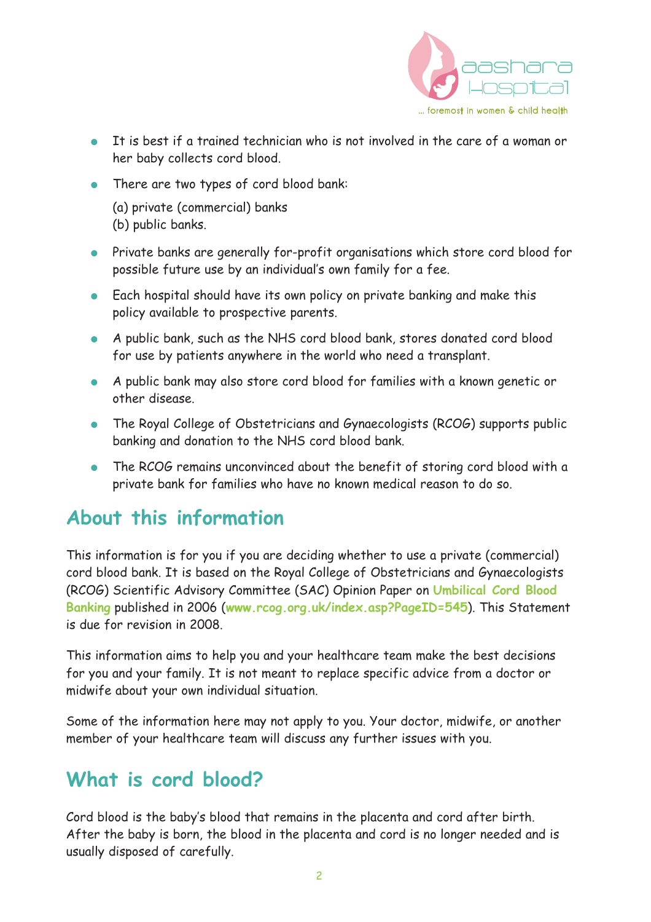- It is best if a trained technician who is not involved in the care of a woman or her baby collects cord blood.
- There are two types of cord blood bank:

  (a) private (commercial) banks
  (b) public banks.
- Private banks are generally for-profit organisations which store cord blood for possible future use by an individual's own family for a fee.
- Each hospital should have its own policy on private banking and make this policy available to prospective parents.
- A public bank, such as the NHS cord blood bank, stores donated cord blood for use by patients anywhere in the world who need a transplant.
- A public bank may also store cord blood for families with a known genetic or other disease.
- The Royal College of Obstetricians and Gynaecologists (RCOG) supports public banking and donation to the NHS cord blood bank.
- The RCOG remains unconvinced about the benefit of storing cord blood with a private bank for families who have no known medical reason to do so.

## About this information

This information is for you if you are deciding whether to use a private (commercial) cord blood bank. It is based on the Royal College of Obstetricians and Gynaecologists (RCOG) Scientific Advisory Committee (SAC) Opinion Paper on **Umbilical Cord Blood Banking** published in 2006 (**www.rcog.org.uk/index.asp?PageID=545**). This Statement is due for revision in 2008.

This information aims to help you and your healthcare team make the best decisions for you and your family. It is not meant to replace specific advice from a doctor or midwife about your own individual situation.

Some of the information here may not apply to you. Your doctor, midwife, or another member of your healthcare team will discuss any further issues with you.

## What is cord blood?

Cord blood is the baby's blood that remains in the placenta and cord after birth. After the baby is born, the blood in the placenta and cord is no longer needed and is usually disposed of carefully.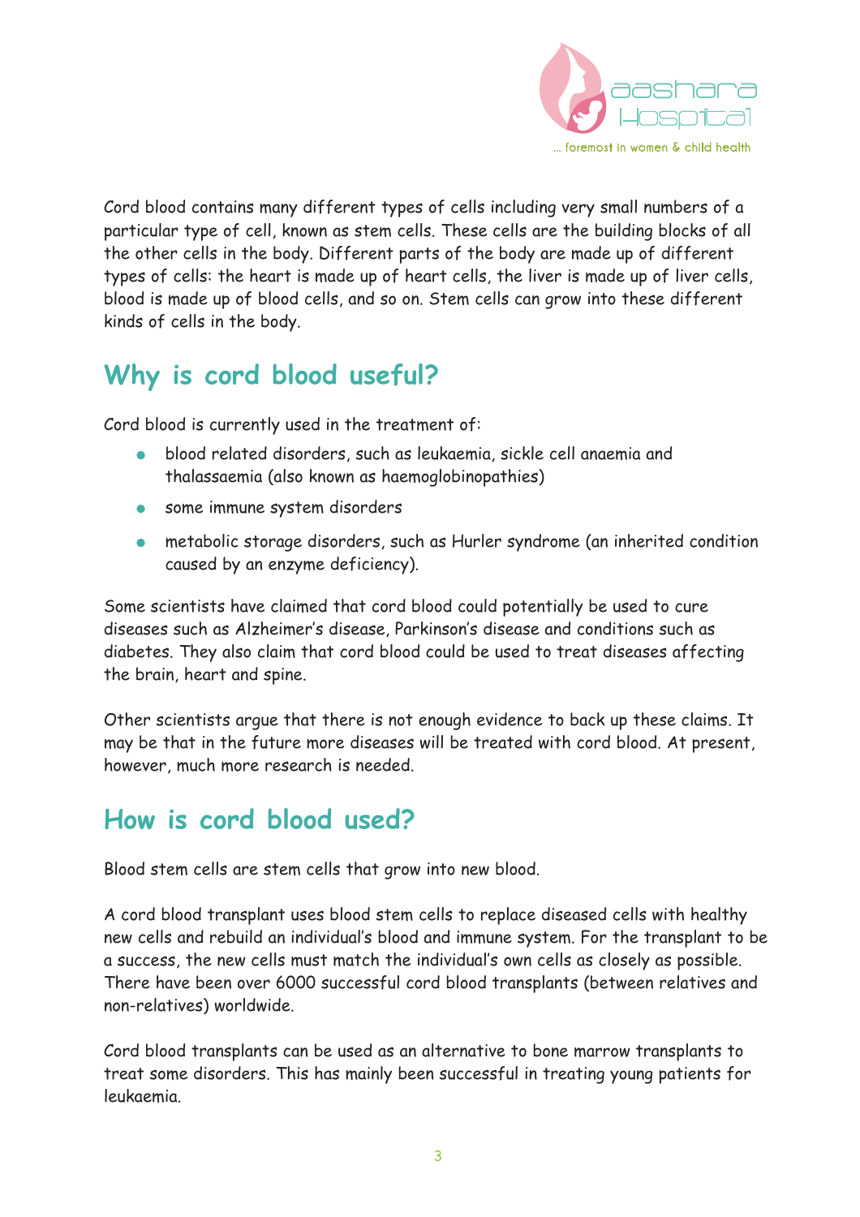Cord blood contains many different types of cells including very small numbers of a particular type of cell, known as stem cells. These cells are the building blocks of all the other cells in the body. Different parts of the body are made up of different types of cells: the heart is made up of heart cells, the liver is made up of liver cells, blood is made up of blood cells, and so on. Stem cells can grow into these different kinds of cells in the body.

## Why is cord blood useful?

Cord blood is currently used in the treatment of:

- blood related disorders, such as leukaemia, sickle cell anaemia and thalassaemia (also known as haemoglobinopathies)
- some immune system disorders
- metabolic storage disorders, such as Hurler syndrome (an inherited condition caused by an enzyme deficiency).

Some scientists have claimed that cord blood could potentially be used to cure diseases such as Alzheimer's disease, Parkinson's disease and conditions such as diabetes. They also claim that cord blood could be used to treat diseases affecting the brain, heart and spine.

Other scientists argue that there is not enough evidence to back up these claims. It may be that in the future more diseases will be treated with cord blood. At present, however, much more research is needed.

## How is cord blood used?

Blood stem cells are stem cells that grow into new blood.

A cord blood transplant uses blood stem cells to replace diseased cells with healthy new cells and rebuild an individual's blood and immune system. For the transplant to be a success, the new cells must match the individual's own cells as closely as possible. There have been over 6000 successful cord blood transplants (between relatives and non-relatives) worldwide.

Cord blood transplants can be used as an alternative to bone marrow transplants to treat some disorders. This has mainly been successful in treating young patients for leukaemia.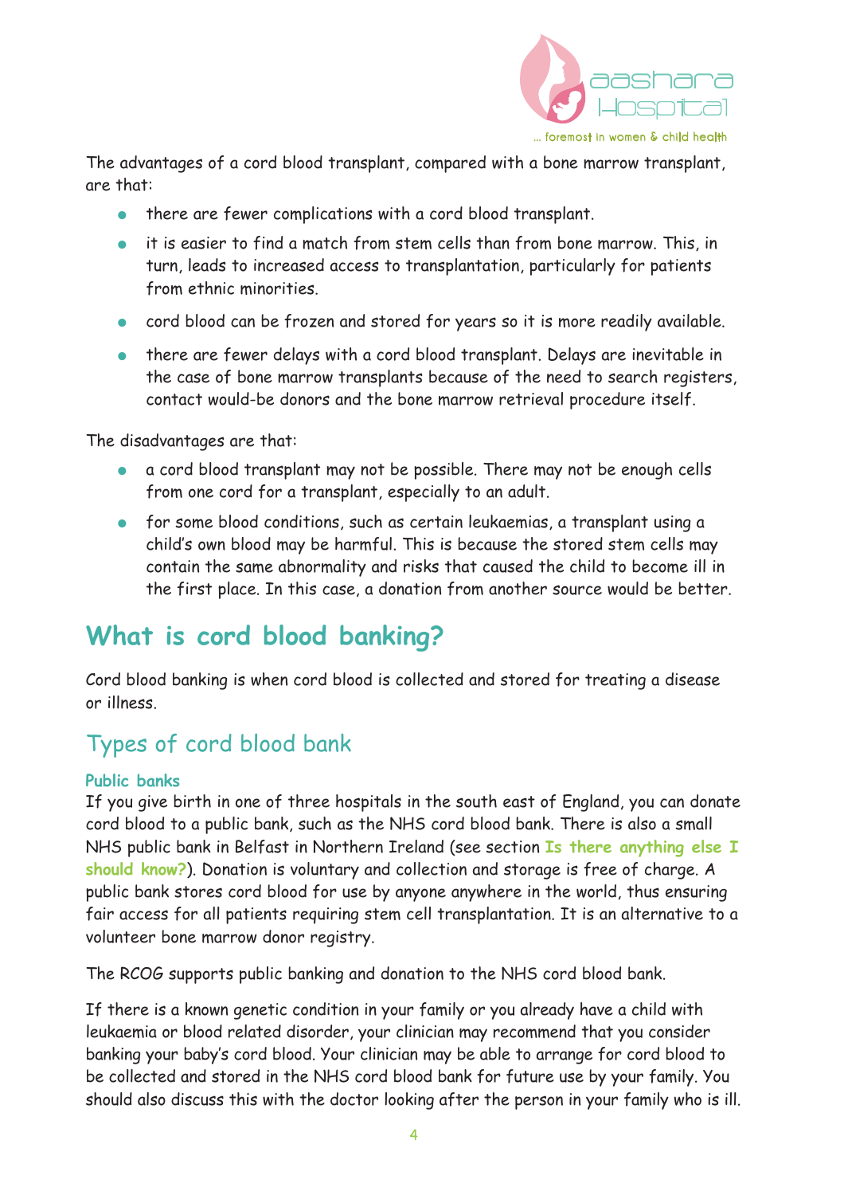The advantages of a cord blood transplant, compared with a bone marrow transplant, are that:

- there are fewer complications with a cord blood transplant.
- it is easier to find a match from stem cells than from bone marrow. This, in turn, leads to increased access to transplantation, particularly for patients from ethnic minorities.
- cord blood can be frozen and stored for years so it is more readily available.
- there are fewer delays with a cord blood transplant. Delays are inevitable in the case of bone marrow transplants because of the need to search registers, contact would-be donors and the bone marrow retrieval procedure itself.

The disadvantages are that:

- a cord blood transplant may not be possible. There may not be enough cells from one cord for a transplant, especially to an adult.
- for some blood conditions, such as certain leukaemias, a transplant using a child's own blood may be harmful. This is because the stored stem cells may contain the same abnormality and risks that caused the child to become ill in the first place. In this case, a donation from another source would be better.

# What is cord blood banking?

Cord blood banking is when cord blood is collected and stored for treating a disease or illness.

## Types of cord blood bank

### Public banks

If you give birth in one of three hospitals in the south east of England, you can donate cord blood to a public bank, such as the NHS cord blood bank. There is also a small NHS public bank in Belfast in Northern Ireland (see section **Is there anything else I should know?**). Donation is voluntary and collection and storage is free of charge. A public bank stores cord blood for use by anyone anywhere in the world, thus ensuring fair access for all patients requiring stem cell transplantation. It is an alternative to a volunteer bone marrow donor registry.

The RCOG supports public banking and donation to the NHS cord blood bank.

If there is a known genetic condition in your family or you already have a child with leukaemia or blood related disorder, your clinician may recommend that you consider banking your baby's cord blood. Your clinician may be able to arrange for cord blood to be collected and stored in the NHS cord blood bank for future use by your family. You should also discuss this with the doctor looking after the person in your family who is ill.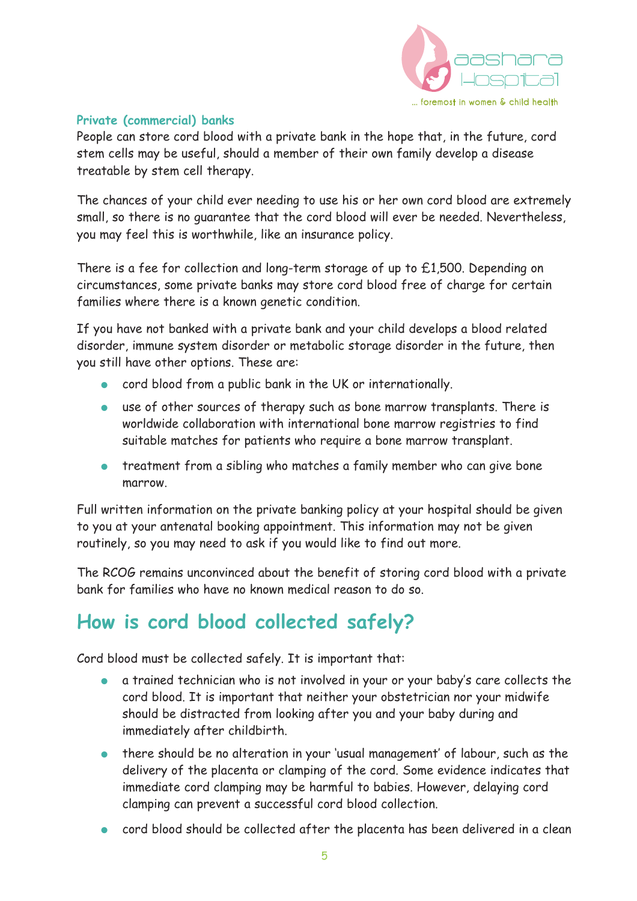### Private (commercial) banks

People can store cord blood with a private bank in the hope that, in the future, cord stem cells may be useful, should a member of their own family develop a disease treatable by stem cell therapy.

The chances of your child ever needing to use his or her own cord blood are extremely small, so there is no guarantee that the cord blood will ever be needed. Nevertheless, you may feel this is worthwhile, like an insurance policy.

There is a fee for collection and long-term storage of up to £1,500. Depending on circumstances, some private banks may store cord blood free of charge for certain families where there is a known genetic condition.

If you have not banked with a private bank and your child develops a blood related disorder, immune system disorder or metabolic storage disorder in the future, then you still have other options. These are:

- cord blood from a public bank in the UK or internationally.
- use of other sources of therapy such as bone marrow transplants. There is worldwide collaboration with international bone marrow registries to find suitable matches for patients who require a bone marrow transplant.
- treatment from a sibling who matches a family member who can give bone marrow.

Full written information on the private banking policy at your hospital should be given to you at your antenatal booking appointment. This information may not be given routinely, so you may need to ask if you would like to find out more.

The RCOG remains unconvinced about the benefit of storing cord blood with a private bank for families who have no known medical reason to do so.

## How is cord blood collected safely?

Cord blood must be collected safely. It is important that:

- a trained technician who is not involved in your or your baby's care collects the cord blood. It is important that neither your obstetrician nor your midwife should be distracted from looking after you and your baby during and immediately after childbirth.
- there should be no alteration in your 'usual management' of labour, such as the delivery of the placenta or clamping of the cord. Some evidence indicates that immediate cord clamping may be harmful to babies. However, delaying cord clamping can prevent a successful cord blood collection.
- cord blood should be collected after the placenta has been delivered in a clean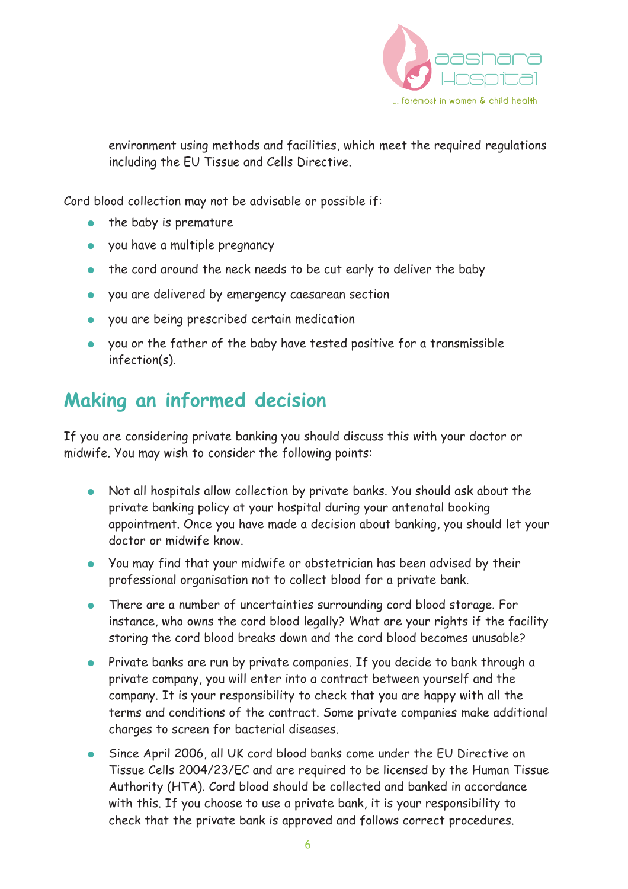environment using methods and facilities, which meet the required regulations including the EU Tissue and Cells Directive.

Cord blood collection may not be advisable or possible if:

- the baby is premature
- you have a multiple pregnancy
- the cord around the neck needs to be cut early to deliver the baby
- you are delivered by emergency caesarean section
- you are being prescribed certain medication
- you or the father of the baby have tested positive for a transmissible infection(s).

## Making an informed decision

If you are considering private banking you should discuss this with your doctor or midwife. You may wish to consider the following points:

- Not all hospitals allow collection by private banks. You should ask about the private banking policy at your hospital during your antenatal booking appointment. Once you have made a decision about banking, you should let your doctor or midwife know.
- You may find that your midwife or obstetrician has been advised by their professional organisation not to collect blood for a private bank.
- There are a number of uncertainties surrounding cord blood storage. For instance, who owns the cord blood legally? What are your rights if the facility storing the cord blood breaks down and the cord blood becomes unusable?
- Private banks are run by private companies. If you decide to bank through a private company, you will enter into a contract between yourself and the company. It is your responsibility to check that you are happy with all the terms and conditions of the contract. Some private companies make additional charges to screen for bacterial diseases.
- Since April 2006, all UK cord blood banks come under the EU Directive on Tissue Cells 2004/23/EC and are required to be licensed by the Human Tissue Authority (HTA). Cord blood should be collected and banked in accordance with this. If you choose to use a private bank, it is your responsibility to check that the private bank is approved and follows correct procedures.